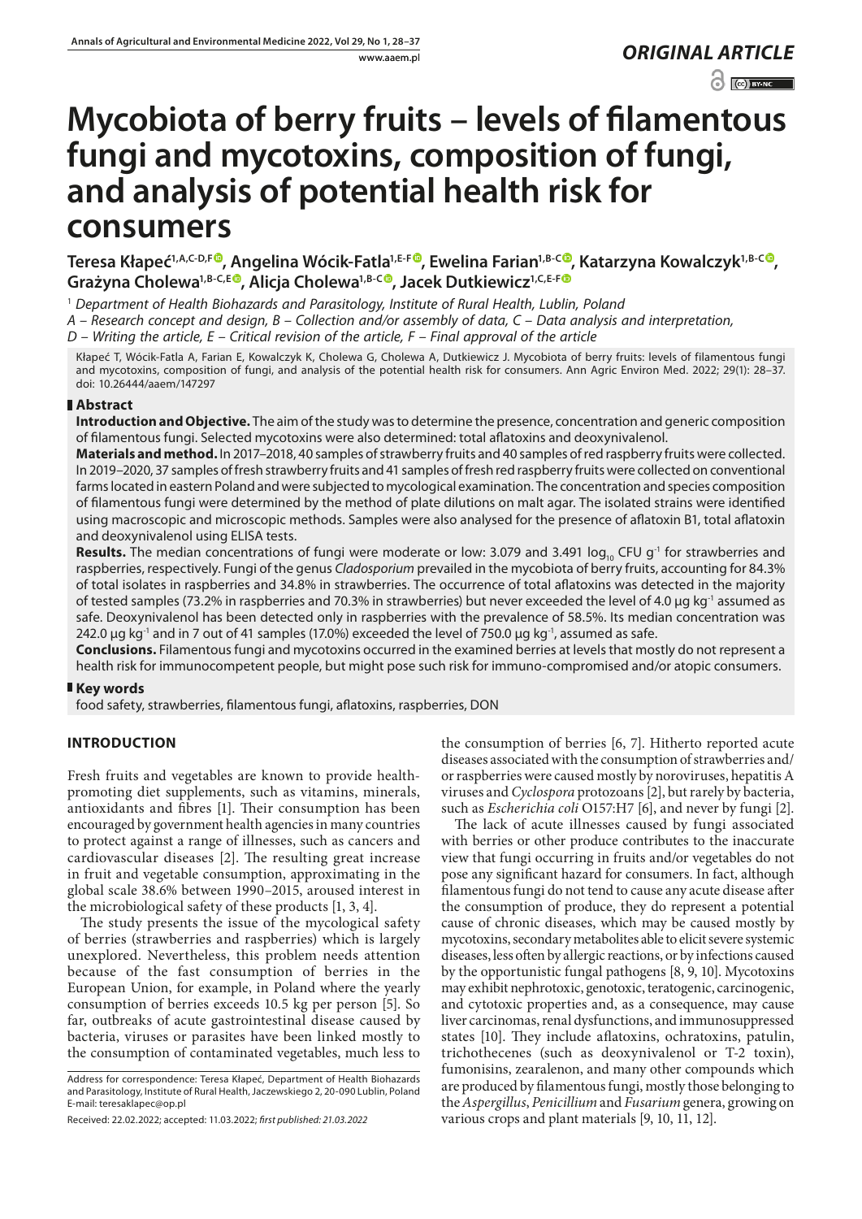*ORIGINAL ARTICLE*

# Mycobiota of berry fruits – levels of filamentous fungi and mycotoxins, composition of fungi, and analysis of potential health risk for consumers

**Teresa Kłapeć[1,A,C-D,F], Angelina Wócik-Fatla[1,E-F], Ewelina Farian[1,B-C], Katarzyna Kowalczyk[1,B-C], Grażyna Cholewa[1,B-C,E], Alicja Cholewa[1,B-C], Jacek Dutkiewicz[1,C,E-F]**

[1] *Department of Health Biohazards and Parasitology, Institute of Rural Health, Lublin, Poland*

*A – Research concept and design, B – Collection and/or assembly of data, C – Data analysis and interpretation, D – Writing the article, E – Critical revision of the article, F – Final approval of the article*

Kłapeć T, Wócik-Fatla A, Farian E, Kowalczyk K, Cholewa G, Cholewa A, Dutkiewicz J. Mycobiota of berry fruits: levels of filamentous fungi and mycotoxins, composition of fungi, and analysis of the potential health risk for consumers. Ann Agric Environ Med. 2022; 29(1): 28–37. doi: 10.26444/aaem/147297

## Abstract

**Introduction and Objective.** The aim of the study was to determine the presence, concentration and generic composition of filamentous fungi. Selected mycotoxins were also determined: total aflatoxins and deoxynivalenol.

**Materials and method.** In 2017–2018, 40 samples of strawberry fruits and 40 samples of red raspberry fruits were collected. In 2019–2020, 37 samples of fresh strawberry fruits and 41 samples of fresh red raspberry fruits were collected on conventional farms located in eastern Poland and were subjected to mycological examination. The concentration and species composition of filamentous fungi were determined by the method of plate dilutions on malt agar. The isolated strains were identified using macroscopic and microscopic methods. Samples were also analysed for the presence of aflatoxin B1, total aflatoxin and deoxynivalenol using ELISA tests.

**Results.** The median concentrations of fungi were moderate or low: 3.079 and 3.491 $\log_{10}$ CFU $g^{-1}$ for strawberries and raspberries, respectively. Fungi of the genus *Cladosporium* prevailed in the mycobiota of berry fruits, accounting for 84.3% of total isolates in raspberries and 34.8% in strawberries. The occurrence of total aflatoxins was detected in the majority of tested samples (73.2% in raspberries and 70.3% in strawberries) but never exceeded the level of 4.0 μg $kg^{-1}$ assumed as safe. Deoxynivalenol has been detected only in raspberries with the prevalence of 58.5%. Its median concentration was 242.0 μg $kg^{-1}$ and in 7 out of 41 samples (17.0%) exceeded the level of 750.0 μg $kg^{-1}$, assumed as safe.

**Conclusions.** Filamentous fungi and mycotoxins occurred in the examined berries at levels that mostly do not represent a health risk for immunocompetent people, but might pose such risk for immuno-compromised and/or atopic consumers.

## Key words

food safety, strawberries, filamentous fungi, aflatoxins, raspberries, DON

## INTRODUCTION

Fresh fruits and vegetables are known to provide health-promoting diet supplements, such as vitamins, minerals, antioxidants and fibres [1]. Their consumption has been encouraged by government health agencies in many countries to protect against a range of illnesses, such as cancers and cardiovascular diseases [2]. The resulting great increase in fruit and vegetable consumption, approximating in the global scale 38.6% between 1990–2015, aroused interest in the microbiological safety of these products [1, 3, 4].

The study presents the issue of the mycological safety of berries (strawberries and raspberries) which is largely unexplored. Nevertheless, this problem needs attention because of the fast consumption of berries in the European Union, for example, in Poland where the yearly consumption of berries exceeds 10.5 kg per person [5]. So far, outbreaks of acute gastrointestinal disease caused by bacteria, viruses or parasites have been linked mostly to the consumption of contaminated vegetables, much less to the consumption of berries [6, 7]. Hitherto reported acute diseases associated with the consumption of strawberries and/or raspberries were caused mostly by noroviruses, hepatitis A viruses and *Cyclospora* protozoans [2], but rarely by bacteria, such as *Escherichia coli* O157:H7 [6], and never by fungi [2].

The lack of acute illnesses caused by fungi associated with berries or other produce contributes to the inaccurate view that fungi occurring in fruits and/or vegetables do not pose any significant hazard for consumers. In fact, although filamentous fungi do not tend to cause any acute disease after the consumption of produce, they do represent a potential cause of chronic diseases, which may be caused mostly by mycotoxins, secondary metabolites able to elicit severe systemic diseases, less often by allergic reactions, or by infections caused by the opportunistic fungal pathogens [8, 9, 10]. Mycotoxins may exhibit nephrotoxic, genotoxic, teratogenic, carcinogenic, and cytotoxic properties and, as a consequence, may cause liver carcinomas, renal dysfunctions, and immunosuppressed states [10]. They include aflatoxins, ochratoxins, patulin, trichothecenes (such as deoxynivalenol or T-2 toxin), fumonisins, zearalenon, and many other compounds which are produced by filamentous fungi, mostly those belonging to the *Aspergillus*, *Penicillium* and *Fusarium* genera, growing on various crops and plant materials [9, 10, 11, 12].

Address for correspondence: Teresa Kłapeć, Department of Health Biohazards and Parasitology, Institute of Rural Health, Jaczewskiego 2, 20-090 Lublin, Poland
E-mail: teresaklapec@op.pl

Received: 22.02.2022; accepted: 11.03.2022; *first published: 21.03.2022*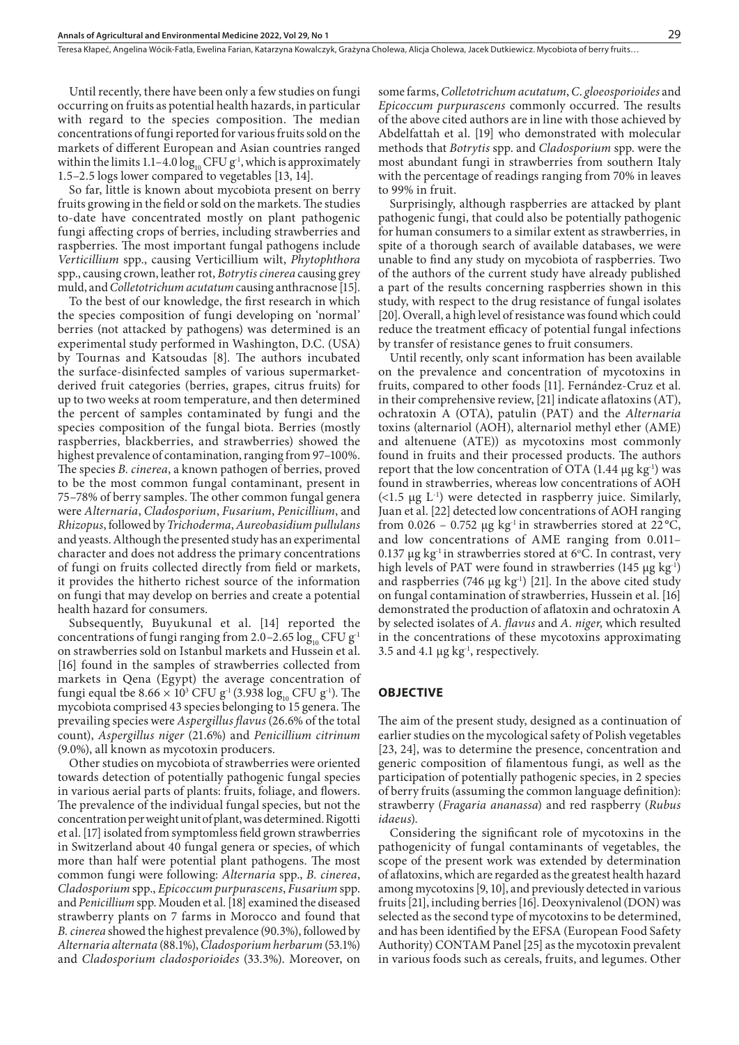Until recently, there have been only a few studies on fungi occurring on fruits as potential health hazards, in particular with regard to the species composition. The median concentrations of fungi reported for various fruits sold on the markets of different European and Asian countries ranged within the limits 1.1–4.0 $\log_{10}$ CFU $g^{-1}$, which is approximately 1.5–2.5 logs lower compared to vegetables [13, 14].

So far, little is known about mycobiota present on berry fruits growing in the field or sold on the markets. The studies to-date have concentrated mostly on plant pathogenic fungi affecting crops of berries, including strawberries and raspberries. The most important fungal pathogens include *Verticillium* spp., causing Verticillium wilt, *Phytophthora* spp., causing crown, leather rot, *Botrytis cinerea* causing grey muld, and *Colletotrichum acutatum* causing anthracnose [15].

To the best of our knowledge, the first research in which the species composition of fungi developing on 'normal' berries (not attacked by pathogens) was determined is an experimental study performed in Washington, D.C. (USA) by Tournas and Katsoudas [8]. The authors incubated the surface-disinfected samples of various supermarket-derived fruit categories (berries, grapes, citrus fruits) for up to two weeks at room temperature, and then determined the percent of samples contaminated by fungi and the species composition of the fungal biota. Berries (mostly raspberries, blackberries, and strawberries) showed the highest prevalence of contamination, ranging from 97–100%. The species *B. cinerea*, a known pathogen of berries, proved to be the most common fungal contaminant, present in 75–78% of berry samples. The other common fungal genera were *Alternaria*, *Cladosporium*, *Fusarium*, *Penicillium*, and *Rhizopus*, followed by *Trichoderma*, *Aureobasidium pullulans* and yeasts. Although the presented study has an experimental character and does not address the primary concentrations of fungi on fruits collected directly from field or markets, it provides the hitherto richest source of the information on fungi that may develop on berries and create a potential health hazard for consumers.

Subsequently, Buyukunal et al. [14] reported the concentrations of fungi ranging from 2.0–2.65 $\log_{10}$ CFU $g^{-1}$ on strawberries sold on Istanbul markets and Hussein et al. [16] found in the samples of strawberries collected from markets in Qena (Egypt) the average concentration of fungi equal tbe $8.66 \times 10^3$ CFU $g^{-1}$ (3.938 $\log_{10}$ CFU $g^{-1}$). The mycobiota comprised 43 species belonging to 15 genera. The prevailing species were *Aspergillus flavus* (26.6% of the total count), *Aspergillus niger* (21.6%) and *Penicillium citrinum* (9.0%), all known as mycotoxin producers.

Other studies on mycobiota of strawberries were oriented towards detection of potentially pathogenic fungal species in various aerial parts of plants: fruits, foliage, and flowers. The prevalence of the individual fungal species, but not the concentration per weight unit of plant, was determined. Rigotti et al. [17] isolated from symptomless field grown strawberries in Switzerland about 40 fungal genera or species, of which more than half were potential plant pathogens. The most common fungi were following: *Alternaria* spp., *B. cinerea*, *Cladosporium* spp., *Epicoccum purpurascens*, *Fusarium* spp. and *Penicillium* spp. Mouden et al. [18] examined the diseased strawberry plants on 7 farms in Morocco and found that *B. cinerea* showed the highest prevalence (90.3%), followed by *Alternaria alternata* (88.1%), *Cladosporium herbarum* (53.1%) and *Cladosporium cladosporioides* (33.3%). Moreover, on some farms, *Colletotrichum acutatum*, *C. gloeosporioides* and *Epicoccum purpurascens* commonly occurred. The results of the above cited authors are in line with those achieved by Abdelfattah et al. [19] who demonstrated with molecular methods that *Botrytis* spp. and *Cladosporium* spp. were the most abundant fungi in strawberries from southern Italy with the percentage of readings ranging from 70% in leaves to 99% in fruit.

Surprisingly, although raspberries are attacked by plant pathogenic fungi, that could also be potentially pathogenic for human consumers to a similar extent as strawberries, in spite of a thorough search of available databases, we were unable to find any study on mycobiota of raspberries. Two of the authors of the current study have already published a part of the results concerning raspberries shown in this study, with respect to the drug resistance of fungal isolates [20]. Overall, a high level of resistance was found which could reduce the treatment efficacy of potential fungal infections by transfer of resistance genes to fruit consumers.

Until recently, only scant information has been available on the prevalence and concentration of mycotoxins in fruits, compared to other foods [11]. Fernández-Cruz et al. in their comprehensive review, [21] indicate aflatoxins (AT), ochratoxin A (OTA), patulin (PAT) and the *Alternaria* toxins (alternariol (AOH), alternariol methyl ether (AME) and altenuene (ATE)) as mycotoxins most commonly found in fruits and their processed products. The authors report that the low concentration of OTA (1.44 µg $kg^{-1}$) was found in strawberries, whereas low concentrations of AOH (<1.5 µg $L^{-1}$) were detected in raspberry juice. Similarly, Juan et al. [22] detected low concentrations of AOH ranging from 0.026 – 0.752 µg $kg^{-1}$ in strawberries stored at 22 °C, and low concentrations of AME ranging from 0.011–0.137 µg $kg^{-1}$ in strawberries stored at 6°C. In contrast, very high levels of PAT were found in strawberries (145 µg $kg^{-1}$) and raspberries (746 µg $kg^{-1}$) [21]. In the above cited study on fungal contamination of strawberries, Hussein et al. [16] demonstrated the production of aflatoxin and ochratoxin A by selected isolates of *A. flavus* and *A. niger*, which resulted in the concentrations of these mycotoxins approximating 3.5 and 4.1 µg $kg^{-1}$, respectively.

## OBJECTIVE

The aim of the present study, designed as a continuation of earlier studies on the mycological safety of Polish vegetables [23, 24], was to determine the presence, concentration and generic composition of filamentous fungi, as well as the participation of potentially pathogenic species, in 2 species of berry fruits (assuming the common language definition): strawberry (*Fragaria ananassa*) and red raspberry (*Rubus idaeus*).

Considering the significant role of mycotoxins in the pathogenicity of fungal contaminants of vegetables, the scope of the present work was extended by determination of aflatoxins, which are regarded as the greatest health hazard among mycotoxins [9, 10], and previously detected in various fruits [21], including berries [16]. Deoxynivalenol (DON) was selected as the second type of mycotoxins to be determined, and has been identified by the EFSA (European Food Safety Authority) CONTAM Panel [25] as the mycotoxin prevalent in various foods such as cereals, fruits, and legumes. Other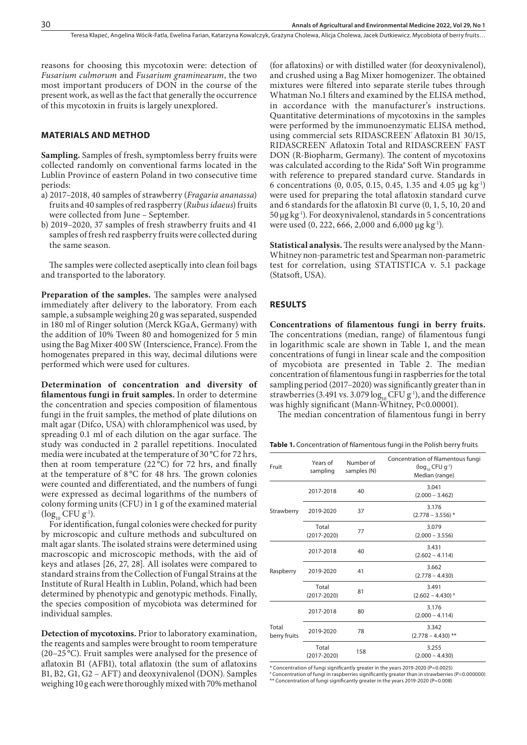reasons for choosing this mycotoxin were: detection of *Fusarium culmorum* and *Fusarium graminearum*, the two most important producers of DON in the course of the present work, as well as the fact that generally the occurrence of this mycotoxin in fruits is largely unexplored.

## MATERIALS AND METHOD

**Sampling.** Samples of fresh, symptomless berry fruits were collected randomly on conventional farms located in the Lublin Province of eastern Poland in two consecutive time periods:

a) 2017–2018, 40 samples of strawberry (*Fragaria ananassa*) fruits and 40 samples of red raspberry (*Rubus idaeus*) fruits were collected from June – September.
b) 2019–2020, 37 samples of fresh strawberry fruits and 41 samples of fresh red raspberry fruits were collected during the same season.

The samples were collected aseptically into clean foil bags and transported to the laboratory.

**Preparation of the samples.** The samples were analysed immediately after delivery to the laboratory. From each sample, a subsample weighing 20 g was separated, suspended in 180 ml of Ringer solution (Merck KGaA, Germany) with the addition of 10% Tween 80 and homogenized for 5 min using the Bag Mixer 400 SW (Interscience, France). From the homogenates prepared in this way, decimal dilutions were performed which were used for cultures.

**Determination of concentration and diversity of filamentous fungi in fruit samples.** In order to determine the concentration and species composition of filamentous fungi in the fruit samples, the method of plate dilutions on malt agar (Difco, USA) with chloramphenicol was used, by spreading 0.1 ml of each dilution on the agar surface. The study was conducted in 2 parallel repetitions. Inoculated media were incubated at the temperature of 30 °C for 72 hrs, then at room temperature (22 °C) for 72 hrs, and finally at the temperature of 8 °C for 48 hrs. The grown colonies were counted and differentiated, and the numbers of fungi were expressed as decimal logarithms of the numbers of colony forming units (CFU) in 1 g of the examined material ($\log_{10}$ CFU $g^{-1}$).

For identification, fungal colonies were checked for purity by microscopic and culture methods and subcultured on malt agar slants. The isolated strains were determined using macroscopic and microscopic methods, with the aid of keys and atlases [26, 27, 28]. All isolates were compared to standard strains from the Collection of Fungal Strains at the Institute of Rural Health in Lublin, Poland, which had been determined by phenotypic and genotypic methods. Finally, the species composition of mycobiota was determined for individual samples.

**Detection of mycotoxins.** Prior to laboratory examination, the reagents and samples were brought to room temperature (20–25 °C). Fruit samples were analysed for the presence of aflatoxin B1 (AFB1), total aflatoxin (the sum of aflatoxins B1, B2, G1, G2 – AFT) and deoxynivalenol (DON). Samples weighing 10 g each were thoroughly mixed with 70% methanol (for aflatoxins) or with distilled water (for deoxynivalenol), and crushed using a Bag Mixer homogenizer. The obtained mixtures were filtered into separate sterile tubes through Whatman No.1 filters and examined by the ELISA method, in accordance with the manufacturer's instructions. Quantitative determinations of mycotoxins in the samples were performed by the immunoenzymatic ELISA method, using commercial sets RIDASCREEN® Aflatoxin B1 30/15, RIDASCREEN® Aflatoxin Total and RIDASCREEN® FAST DON (R-Biopharm, Germany). The content of mycotoxins was calculated according to the Rida® Soft Win programme with reference to prepared standard curve. Standards in 6 concentrations (0, 0.05, 0.15, 0.45, 1.35 and 4.05 μg $kg^{-1}$) were used for preparing the total aflatoxin standard curve and 6 standards for the aflatoxin B1 curve (0, 1, 5, 10, 20 and 50 μg $kg^{-1}$). For deoxynivalenol, standards in 5 concentrations were used (0, 222, 666, 2,000 and 6,000 μg $kg^{-1}$).

**Statistical analysis.** The results were analysed by the Mann-Whitney non-parametric test and Spearman non-parametric test for correlation, using STATISTICA v. 5.1 package (Statsoft, USA).

## RESULTS

**Concentrations of filamentous fungi in berry fruits.** The concentrations (median, range) of filamentous fungi in logarithmic scale are shown in Table 1, and the mean concentrations of fungi in linear scale and the composition of mycobiota are presented in Table 2. The median concentration of filamentous fungi in raspberries for the total sampling period (2017–2020) was significantly greater than in strawberries (3.491 vs. 3.079 $\log_{10}$ CFU $g^{-1}$), and the difference was highly significant (Mann-Whitney, $P<0.00001$).

The median concentration of filamentous fungi in berry

**Table 1.** Concentration of filamentous fungi in the Polish berry fruits

| Fruit | Years of sampling | Number of samples (N) | Concentration of filamentous fungi ($\log_{10}$ CFU $g^{-1}$) Median (range) |
|---|---|---|---|
| Strawberry | 2017-2018 | 40 | 3.041 (2.000 – 3.462) |
| | 2019-2020 | 37 | 3.176 (2.778 – 3.556) * |
| | Total (2017-2020) | 77 | 3.079 (2.000 – 3.556) |
| Raspberry | 2017-2018 | 40 | 3.431 (2.602 – 4.114) |
| | 2019-2020 | 41 | 3.662 (2.778 – 4.430) |
| | Total (2017-2020) | 81 | 3.491 (2.602 – 4.430) # |
| Total berry fruits | 2017-2018 | 80 | 3.176 (2.000 – 4.114) |
| | 2019-2020 | 78 | 3.342 (2.778 – 4.430) ** |
| | Total (2017-2020) | 158 | 3.255 (2.000 – 4.430) |

\* Concentration of fungi significantly greater in the years 2019-2020 (P=0.0025)
\# Concentration of fungi in raspberries significantly greater than in strawberries (P=0.000000)
\*\* Concentration of fungi significantly greater in the years 2019-2020 (P=0.008)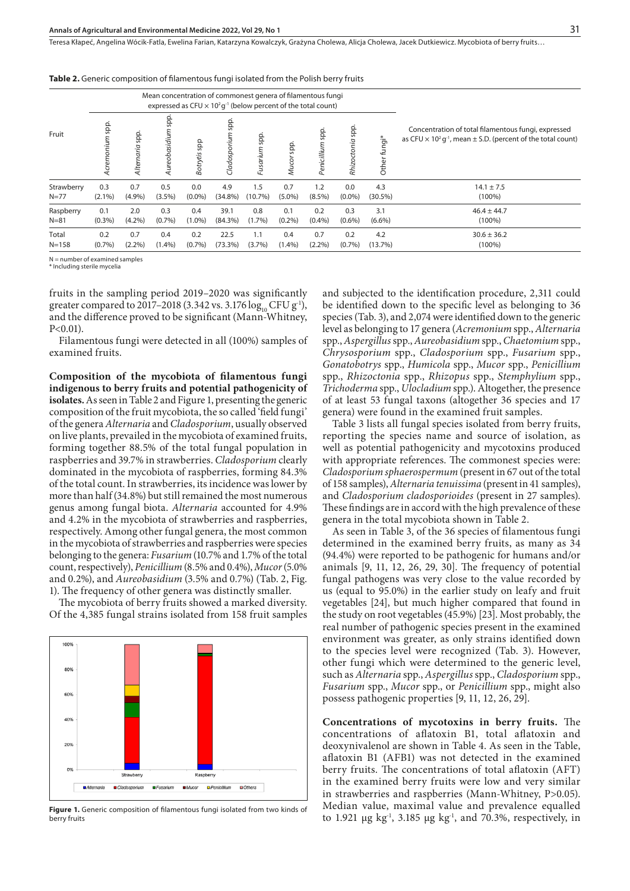**Table 2.** Generic composition of filamentous fungi isolated from the Polish berry fruits

| Fruit | Mean concentration of commonest genera of filamentous fungi expressed as CFU × $10^2$ $g^{-1}$ (below percent of the total count) | | | | | | | | | | Concentration of total filamentous fungi, expressed as CFU × $10^2$ $g^{-1}$, mean ± S.D. (percent of the total count) |
|---|---|---|---|---|---|---|---|---|---|---|---|
| | *Acremonium* spp. | *Alternaria* spp. | *Aureobasidium* spp. | *Botrytis* spp | *Cladosporium* spp. | *Fusarium* spp. | *Mucor* spp. | *Penicillium* spp. | *Rhizoctonia* spp. | Other fungi* | |
| Strawberry N=77 | 0.3 (2.1%) | 0.7 (4.9%) | 0.5 (3.5%) | 0.0 (0.0%) | 4.9 (34.8%) | 1.5 (10.7%) | 0.7 (5.0%) | 1.2 (8.5%) | 0.0 (0.0%) | 4.3 (30.5%) | 14.1 ± 7.5 (100%) |
| Raspberry N=81 | 0.1 (0.3%) | 2.0 (4.2%) | 0.3 (0.7%) | 0.4 (1.0%) | 39.1 (84.3%) | 0.8 (1.7%) | 0.1 (0.2%) | 0.2 (0.4%) | 0.3 (0.6%) | 3.1 (6.6%) | 46.4 ± 44.7 (100%) |
| Total N=158 | 0.2 (0.7%) | 0.7 (2.2%) | 0.4 (1.4%) | 0.2 (0.7%) | 22.5 (73.3%) | 1.1 (3.7%) | 0.4 (1.4%) | 0.7 (2.2%) | 0.2 (0.7%) | 4.2 (13.7%) | 30.6 ± 36.2 (100%) |

N = number of examined samples
\* Including sterile mycelia

fruits in the sampling period 2019–2020 was significantly greater compared to 2017–2018 (3.342 vs. 3.176 $\log_{10}$ CFU $g^{-1}$), and the difference proved to be significant (Mann-Whitney, P<0.01).

Filamentous fungi were detected in all (100%) samples of examined fruits.

**Composition of the mycobiota of filamentous fungi indigenous to berry fruits and potential pathogenicity of isolates.** As seen in Table 2 and Figure 1, presenting the generic composition of the fruit mycobiota, the so called 'field fungi' of the genera *Alternaria* and *Cladosporium*, usually observed on live plants, prevailed in the mycobiota of examined fruits, forming together 88.5% of the total fungal population in raspberries and 39.7% in strawberries. *Cladosporium* clearly dominated in the mycobiota of raspberries, forming 84.3% of the total count. In strawberries, its incidence was lower by more than half (34.8%) but still remained the most numerous genus among fungal biota. *Alternaria* accounted for 4.9% and 4.2% in the mycobiota of strawberries and raspberries, respectively. Among other fungal genera, the most common in the mycobiota of strawberries and raspberries were species belonging to the genera: *Fusarium* (10.7% and 1.7% of the total count, respectively), *Penicillium* (8.5% and 0.4%), *Mucor* (5.0% and 0.2%), and *Aureobasidium* (3.5% and 0.7%) (Tab. 2, Fig. 1). The frequency of other genera was distinctly smaller.

The mycobiota of berry fruits showed a marked diversity. Of the 4,385 fungal strains isolated from 158 fruit samples and subjected to the identification procedure, 2,311 could be identified down to the specific level as belonging to 36 species (Tab. 3), and 2,074 were identified down to the generic level as belonging to 17 genera (*Acremonium* spp., *Alternaria* spp., *Aspergillus* spp., *Aureobasidium* spp., *Chaetomium* spp., *Chrysosporium* spp., *Cladosporium* spp., *Fusarium* spp., *Gonatobotrys* spp., *Humicola* spp., *Mucor* spp., *Penicillium* spp., *Rhizoctonia* spp., *Rhizopus* spp., *Stemphylium* spp., *Trichoderma* spp., *Ulocladium* spp.). Altogether, the presence of at least 53 fungal taxons (altogether 36 species and 17 genera) were found in the examined fruit samples.

**Figure 1.** Generic composition of filamentous fungi isolated from two kinds of berry fruits

Table 3 lists all fungal species isolated from berry fruits, reporting the species name and source of isolation, as well as potential pathogenicity and mycotoxins produced with appropriate references. The commonest species were: *Cladosporium sphaerospermum* (present in 67 out of the total of 158 samples), *Alternaria tenuissima* (present in 41 samples), and *Cladosporium cladosporioides* (present in 27 samples). These findings are in accord with the high prevalence of these genera in the total mycobiota shown in Table 2.

As seen in Table 3, of the 36 species of filamentous fungi determined in the examined berry fruits, as many as 34 (94.4%) were reported to be pathogenic for humans and/or animals [9, 11, 12, 26, 29, 30]. The frequency of potential fungal pathogens was very close to the value recorded by us (equal to 95.0%) in the earlier study on leafy and fruit vegetables [24], but much higher compared that found in the study on root vegetables (45.9%) [23]. Most probably, the real number of pathogenic species present in the examined environment was greater, as only strains identified down to the species level were recognized (Tab. 3). However, other fungi which were determined to the generic level, such as *Alternaria* spp., *Aspergillus* spp., *Cladosporium* spp., *Fusarium* spp., *Mucor* spp., or *Penicillium* spp., might also possess pathogenic properties [9, 11, 12, 26, 29].

**Concentrations of mycotoxins in berry fruits.** The concentrations of aflatoxin B1, total aflatoxin and deoxynivalenol are shown in Table 4. As seen in the Table, aflatoxin B1 (AFB1) was not detected in the examined berry fruits. The concentrations of total aflatoxin (AFT) in the examined berry fruits were low and very similar in strawberries and raspberries (Mann-Whitney, P>0.05). Median value, maximal value and prevalence equalled to 1.921 μg $kg^{-1}$, 3.185 μg $kg^{-1}$, and 70.3%, respectively, in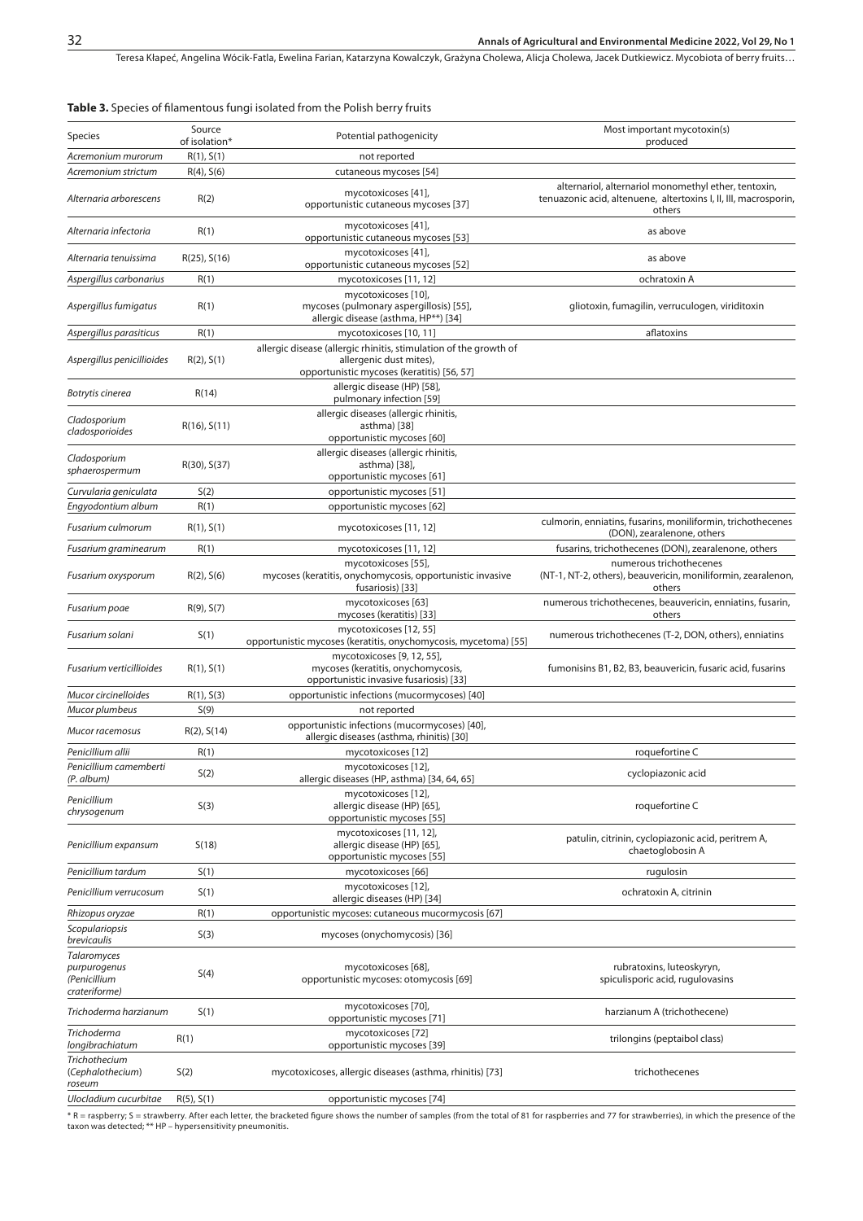**Table 3.** Species of filamentous fungi isolated from the Polish berry fruits

| Species | Source of isolation* | Potential pathogenicity | Most important mycotoxin(s) produced |
|---|---|---|---|
| *Acremonium murorum* | R(1), S(1) | not reported | |
| *Acremonium strictum* | R(4), S(6) | cutaneous mycoses [54] | |
| *Alternaria arborescens* | R(2) | mycotoxicoses [41], opportunistic cutaneous mycoses [37] | alternariol, alternariol monomethyl ether, tentoxin, tenuazonic acid, altenuene, altertoxins I, II, III, macrosporin, others |
| *Alternaria infectoria* | R(1) | mycotoxicoses [41], opportunistic cutaneous mycoses [53] | as above |
| *Alternaria tenuissima* | R(25), S(16) | mycotoxicoses [41], opportunistic cutaneous mycoses [52] | as above |
| *Aspergillus carbonarius* | R(1) | mycotoxicoses [11, 12] | ochratoxin A |
| *Aspergillus fumigatus* | R(1) | mycotoxicoses [10], mycoses (pulmonary aspergillosis) [55], allergic disease (asthma, HP**) [34] | gliotoxin, fumagilin, verruculogen, viriditoxin |
| *Aspergillus parasiticus* | R(1) | mycotoxicoses [10, 11] | aflatoxins |
| *Aspergillus penicillioides* | R(2), S(1) | allergic disease (allergic rhinitis, stimulation of the growth of allergenic dust mites), opportunistic mycoses (keratitis) [56, 57] | |
| *Botrytis cinerea* | R(14) | allergic disease (HP) [58], pulmonary infection [59] | |
| *Cladosporium cladosporioides* | R(16), S(11) | allergic diseases (allergic rhinitis, asthma) [38] opportunistic mycoses [60] | |
| *Cladosporium sphaerospermum* | R(30), S(37) | allergic diseases (allergic rhinitis, asthma) [38], opportunistic mycoses [61] | |
| *Curvularia geniculata* | S(2) | opportunistic mycoses [51] | |
| *Engyodontium album* | R(1) | opportunistic mycoses [62] | |
| *Fusarium culmorum* | R(1), S(1) | mycotoxicoses [11, 12] | culmorin, enniatins, fusarins, moniliformin, trichothecenes (DON), zearalenone, others |
| *Fusarium graminearum* | R(1) | mycotoxicoses [11, 12] | fusarins, trichothecenes (DON), zearalenone, others |
| *Fusarium oxysporum* | R(2), S(6) | mycotoxicoses [55], mycoses (keratitis, onychomycosis, opportunistic invasive fusariosis) [33] | numerous trichothecenes (NT-1, NT-2, others), beauvericin, moniliformin, zearalenon, others |
| *Fusarium poae* | R(9), S(7) | mycotoxicoses [63] mycoses (keratitis) [33] | numerous trichothecenes, beauvericin, enniatins, fusarin, others |
| *Fusarium solani* | S(1) | mycotoxicoses [12, 55] opportunistic mycoses (keratitis, onychomycosis, mycetoma) [55] | numerous trichothecenes (T-2, DON, others), enniatins |
| *Fusarium verticillioides* | R(1), S(1) | mycotoxicoses [9, 12, 55], mycoses (keratitis, onychomycosis, opportunistic invasive fusariosis) [33] | fumonisins B1, B2, B3, beauvericin, fusaric acid, fusarins |
| *Mucor circinelloides* | R(1), S(3) | opportunistic infections (mucormycoses) [40] | |
| *Mucor plumbeus* | S(9) | not reported | |
| *Mucor racemosus* | R(2), S(14) | opportunistic infections (mucormycoses) [40], allergic diseases (asthma, rhinitis) [30] | |
| *Penicillium allii* | R(1) | mycotoxicoses [12] | roquefortine C |
| *Penicillium camemberti (P. album)* | S(2) | mycotoxicoses [12], allergic diseases (HP, asthma) [34, 64, 65] | cyclopiazonic acid |
| *Penicillium chrysogenum* | S(3) | mycotoxicoses [12], allergic disease (HP) [65], opportunistic mycoses [55] | roquefortine C |
| *Penicillium expansum* | S(18) | mycotoxicoses [11, 12], allergic disease (HP) [65], opportunistic mycoses [55] | patulin, citrinin, cyclopiazonic acid, peritrem A, chaetoglobosin A |
| *Penicillium tardum* | S(1) | mycotoxicoses [66] | rugulosin |
| *Penicillium verrucosum* | S(1) | mycotoxicoses [12], allergic diseases (HP) [34] | ochratoxin A, citrinin |
| *Rhizopus oryzae* | R(1) | opportunistic mycoses: cutaneous mucormycosis [67] | |
| *Scopulariopsis brevicaulis* | S(3) | mycoses (onychomycosis) [36] | |
| *Talaromyces purpurogenus (Penicillium crateriforme)* | S(4) | mycotoxicoses [68], opportunistic mycoses: otomycosis [69] | rubratoxins, luteoskyryn, spiculisporic acid, rugulovasins |
| *Trichoderma harzianum* | S(1) | mycotoxicoses [70], opportunistic mycoses [71] | harzianum A (trichothecene) |
| *Trichoderma longibrachiatum* | R(1) | mycotoxicoses [72] opportunistic mycoses [39] | trilongins (peptaibol class) |
| *Trichothecium (Cephalothecium) roseum* | S(2) | mycotoxicoses, allergic diseases (asthma, rhinitis) [73] | trichothecenes |
| *Ulocladium cucurbitae* | R(5), S(1) | opportunistic mycoses [74] | |

\* R = raspberry; S = strawberry. After each letter, the bracketed figure shows the number of samples (from the total of 81 for raspberries and 77 for strawberries), in which the presence of the taxon was detected; ** HP – hypersensitivity pneumonitis.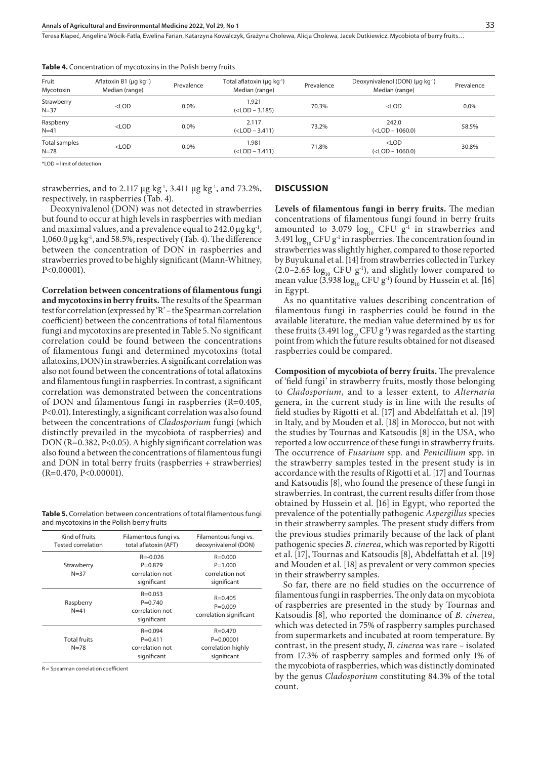**Table 4.** Concentration of mycotoxins in the Polish berry fruits

| Fruit / Mycotoxin | Aflatoxin B1 (μg kg$^{-1}$) Median (range) | Prevalence | Total aflatoxin (μg kg$^{-1}$) Median (range) | Prevalence | Deoxynivalenol (DON) (μg kg$^{-1}$) Median (range) | Prevalence |
|---|---|---|---|---|---|---|
| Strawberry N=37 | <LOD | 0.0% | 1.921 (<LOD – 3.185) | 70.3% | <LOD | 0.0% |
| Raspberry N=41 | <LOD | 0.0% | 2.117 (<LOD – 3.411) | 73.2% | 242.0 (<LOD – 1060.0) | 58.5% |
| Total samples N=78 | <LOD | 0.0% | 1.981 (<LOD – 3.411) | 71.8% | <LOD (<LOD – 1060.0) | 30.8% |

*LOD = limit of detection

strawberries, and to 2.117 μg kg$^{-1}$, 3.411 μg kg$^{-1}$, and 73.2%, respectively, in raspberries (Tab. 4).

Deoxynivalenol (DON) was not detected in strawberries but found to occur at high levels in raspberries with median and maximal values, and a prevalence equal to 242.0 μg kg$^{-1}$, 1,060.0 μg kg$^{-1}$, and 58.5%, respectively (Tab. 4). The difference between the concentration of DON in raspberries and strawberries proved to be highly significant (Mann-Whitney, $P<0.00001$).

**Correlation between concentrations of filamentous fungi and mycotoxins in berry fruits.** The results of the Spearman test for correlation (expressed by 'R' – the Spearman correlation coefficient) between the concentrations of total filamentous fungi and mycotoxins are presented in Table 5. No significant correlation could be found between the concentrations of filamentous fungi and determined mycotoxins (total aflatoxins, DON) in strawberries. A significant correlation was also not found between the concentrations of total aflatoxins and filamentous fungi in raspberries. In contrast, a significant correlation was demonstrated between the concentrations of DON and filamentous fungi in raspberries ($R=0.405$, $P<0.01$). Interestingly, a significant correlation was also found between the concentrations of *Cladosporium* fungi (which distinctly prevailed in the mycobiota of raspberries) and DON ($R=0.382$, $P<0.05$). A highly significant correlation was also found a between the concentrations of filamentous fungi and DON in total berry fruits (raspberries + strawberries) ($R=0.470$, $P<0.00001$).

**Table 5.** Correlation between concentrations of total filamentous fungi and mycotoxins in the Polish berry fruits

| Kind of fruits / Tested correlation | Filamentous fungi vs. total aflatoxin (AFT) | Filamentous fungi vs. deoxynivalenol (DON) |
|---|---|---|
| Strawberry N=37 | R=-0.026 P=0.879 correlation not significant | R=0.000 P=1.000 correlation not significant |
| Raspberry N=41 | R=0.053 P=0.740 correlation not significant | R=0.405 P=0.009 correlation significant |
| Total fruits N=78 | R=0.094 P=0.411 correlation not significant | R=0.470 P=0.00001 correlation highly significant |

R = Spearman correlation coefficient

## DISCUSSION

**Levels of filamentous fungi in berry fruits.** The median concentrations of filamentous fungi found in berry fruits amounted to 3.079 $\log_{10}$ CFU g$^{-1}$ in strawberries and 3.491 $\log_{10}$ CFU g$^{-1}$ in raspberries. The concentration found in strawberries was slightly higher, compared to those reported by Buyukunal et al. [14] from strawberries collected in Turkey (2.0–2.65 $\log_{10}$ CFU g$^{-1}$), and slightly lower compared to mean value (3.938 $\log_{10}$ CFU g$^{-1}$) found by Hussein et al. [16] in Egypt.

As no quantitative values describing concentration of filamentous fungi in raspberries could be found in the available literature, the median value determined by us for these fruits (3.491 $\log_{10}$ CFU g$^{-1}$) was regarded as the starting point from which the future results obtained for not diseased raspberries could be compared.

**Composition of mycobiota of berry fruits.** The prevalence of 'field fungi' in strawberry fruits, mostly those belonging to *Cladosporium*, and to a lesser extent, to *Alternaria* genera, in the current study is in line with the results of field studies by Rigotti et al. [17] and Abdelfattah et al. [19] in Italy, and by Mouden et al. [18] in Morocco, but not with the studies by Tournas and Katsoudis [8] in the USA, who reported a low occurrence of these fungi in strawberry fruits. The occurrence of *Fusarium* spp. and *Penicillium* spp. in the strawberry samples tested in the present study is in accordance with the results of Rigotti et al. [17] and Tournas and Katsoudis [8], who found the presence of these fungi in strawberries. In contrast, the current results differ from those obtained by Hussein et al. [16] in Egypt, who reported the prevalence of the potentially pathogenic *Aspergillus* species in their strawberry samples. The present study differs from the previous studies primarily because of the lack of plant pathogenic species *B. cinerea*, which was reported by Rigotti et al. [17], Tournas and Katsoudis [8], Abdelfattah et al. [19] and Mouden et al. [18] as prevalent or very common species in their strawberry samples.

So far, there are no field studies on the occurrence of filamentous fungi in raspberries. The only data on mycobiota of raspberries are presented in the study by Tournas and Katsoudis [8], who reported the dominance of *B. cinerea*, which was detected in 75% of raspberry samples purchased from supermarkets and incubated at room temperature. By contrast, in the present study, *B. cinerea* was rare – isolated from 17.3% of raspberry samples and formed only 1% of the mycobiota of raspberries, which was distinctly dominated by the genus *Cladosporium* constituting 84.3% of the total count.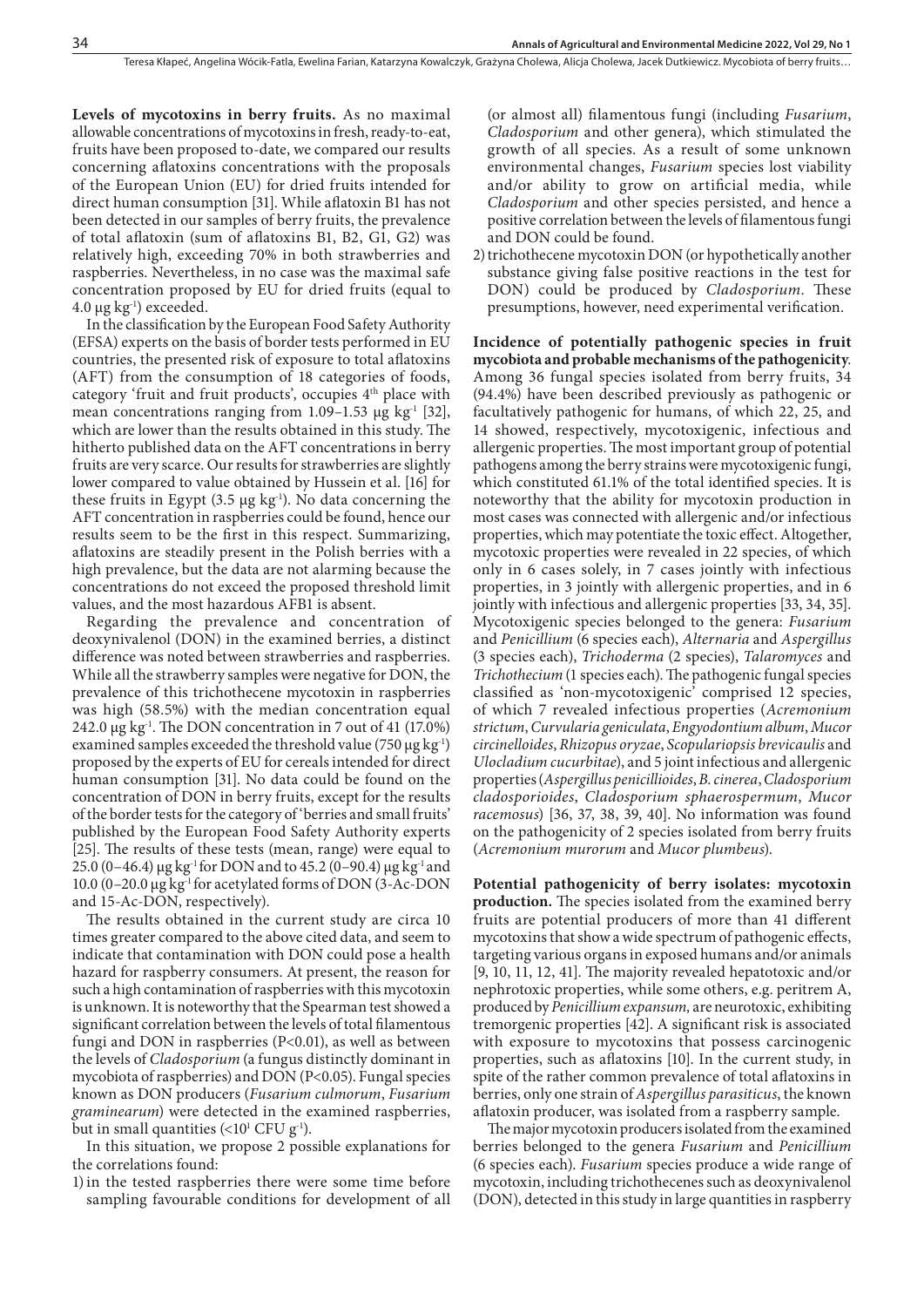**Levels of mycotoxins in berry fruits.** As no maximal allowable concentrations of mycotoxins in fresh, ready-to-eat, fruits have been proposed to-date, we compared our results concerning aflatoxins concentrations with the proposals of the European Union (EU) for dried fruits intended for direct human consumption [31]. While aflatoxin B1 has not been detected in our samples of berry fruits, the prevalence of total aflatoxin (sum of aflatoxins B1, B2, G1, G2) was relatively high, exceeding 70% in both strawberries and raspberries. Nevertheless, in no case was the maximal safe concentration proposed by EU for dried fruits (equal to 4.0 µg $kg^{-1}$) exceeded.

In the classification by the European Food Safety Authority (EFSA) experts on the basis of border tests performed in EU countries, the presented risk of exposure to total aflatoxins (AFT) from the consumption of 18 categories of foods, category 'fruit and fruit products', occupies $4^{th}$ place with mean concentrations ranging from 1.09–1.53 µg $kg^{-1}$ [32], which are lower than the results obtained in this study. The hitherto published data on the AFT concentrations in berry fruits are very scarce. Our results for strawberries are slightly lower compared to value obtained by Hussein et al. [16] for these fruits in Egypt (3.5 µg $kg^{-1}$). No data concerning the AFT concentration in raspberries could be found, hence our results seem to be the first in this respect. Summarizing, aflatoxins are steadily present in the Polish berries with a high prevalence, but the data are not alarming because the concentrations do not exceed the proposed threshold limit values, and the most hazardous AFB1 is absent.

Regarding the prevalence and concentration of deoxynivalenol (DON) in the examined berries, a distinct difference was noted between strawberries and raspberries. While all the strawberry samples were negative for DON, the prevalence of this trichothecene mycotoxin in raspberries was high (58.5%) with the median concentration equal 242.0 µg $kg^{-1}$. The DON concentration in 7 out of 41 (17.0%) examined samples exceeded the threshold value (750 µg $kg^{-1}$) proposed by the experts of EU for cereals intended for direct human consumption [31]. No data could be found on the concentration of DON in berry fruits, except for the results of the border tests for the category of 'berries and small fruits' published by the European Food Safety Authority experts [25]. The results of these tests (mean, range) were equal to 25.0 (0–46.4) µg $kg^{-1}$ for DON and to 45.2 (0–90.4) µg $kg^{-1}$ and 10.0 (0–20.0 µg $kg^{-1}$ for acetylated forms of DON (3-Ac-DON and 15-Ac-DON, respectively).

The results obtained in the current study are circa 10 times greater compared to the above cited data, and seem to indicate that contamination with DON could pose a health hazard for raspberry consumers. At present, the reason for such a high contamination of raspberries with this mycotoxin is unknown. It is noteworthy that the Spearman test showed a significant correlation between the levels of total filamentous fungi and DON in raspberries ($P<0.01$), as well as between the levels of *Cladosporium* (a fungus distinctly dominant in mycobiota of raspberries) and DON ($P<0.05$). Fungal species known as DON producers (*Fusarium culmorum*, *Fusarium graminearum*) were detected in the examined raspberries, but in small quantities ($<10^1$ CFU $g^{-1}$).

In this situation, we propose 2 possible explanations for the correlations found:

1) in the tested raspberries there were some time before sampling favourable conditions for development of all (or almost all) filamentous fungi (including *Fusarium*, *Cladosporium* and other genera), which stimulated the growth of all species. As a result of some unknown environmental changes, *Fusarium* species lost viability and/or ability to grow on artificial media, while *Cladosporium* and other species persisted, and hence a positive correlation between the levels of filamentous fungi and DON could be found.
2) trichothecene mycotoxin DON (or hypothetically another substance giving false positive reactions in the test for DON) could be produced by *Cladosporium*. These presumptions, however, need experimental verification.

**Incidence of potentially pathogenic species in fruit mycobiota and probable mechanisms of the pathogenicity.** Among 36 fungal species isolated from berry fruits, 34 (94.4%) have been described previously as pathogenic or facultatively pathogenic for humans, of which 22, 25, and 14 showed, respectively, mycotoxigenic, infectious and allergenic properties. The most important group of potential pathogens among the berry strains were mycotoxigenic fungi, which constituted 61.1% of the total identified species. It is noteworthy that the ability for mycotoxin production in most cases was connected with allergenic and/or infectious properties, which may potentiate the toxic effect. Altogether, mycotoxic properties were revealed in 22 species, of which only in 6 cases solely, in 7 cases jointly with infectious properties, in 3 jointly with allergenic properties, and in 6 jointly with infectious and allergenic properties [33, 34, 35]. Mycotoxigenic species belonged to the genera: *Fusarium* and *Penicillium* (6 species each), *Alternaria* and *Aspergillus* (3 species each), *Trichoderma* (2 species), *Talaromyces* and *Trichothecium* (1 species each). The pathogenic fungal species classified as 'non-mycotoxigenic' comprised 12 species, of which 7 revealed infectious properties (*Acremonium strictum*, *Curvularia geniculata*, *Engyodontium album*, *Mucor circinelloides*, *Rhizopus oryzae*, *Scopulariopsis brevicaulis* and *Ulocladium cucurbitae*), and 5 joint infectious and allergenic properties (*Aspergillus penicillioides*, *B. cinerea*, *Cladosporium cladosporioides*, *Cladosporium sphaerospermum*, *Mucor racemosus*) [36, 37, 38, 39, 40]. No information was found on the pathogenicity of 2 species isolated from berry fruits (*Acremonium murorum* and *Mucor plumbeus*).

**Potential pathogenicity of berry isolates: mycotoxin production.** The species isolated from the examined berry fruits are potential producers of more than 41 different mycotoxins that show a wide spectrum of pathogenic effects, targeting various organs in exposed humans and/or animals [9, 10, 11, 12, 41]. The majority revealed hepatotoxic and/or nephrotoxic properties, while some others, e.g. peritrem A, produced by *Penicillium expansum*, are neurotoxic, exhibiting tremorgenic properties [42]. A significant risk is associated with exposure to mycotoxins that possess carcinogenic properties, such as aflatoxins [10]. In the current study, in spite of the rather common prevalence of total aflatoxins in berries, only one strain of *Aspergillus parasiticus*, the known aflatoxin producer, was isolated from a raspberry sample.

The major mycotoxin producers isolated from the examined berries belonged to the genera *Fusarium* and *Penicillium* (6 species each). *Fusarium* species produce a wide range of mycotoxin, including trichothecenes such as deoxynivalenol (DON), detected in this study in large quantities in raspberry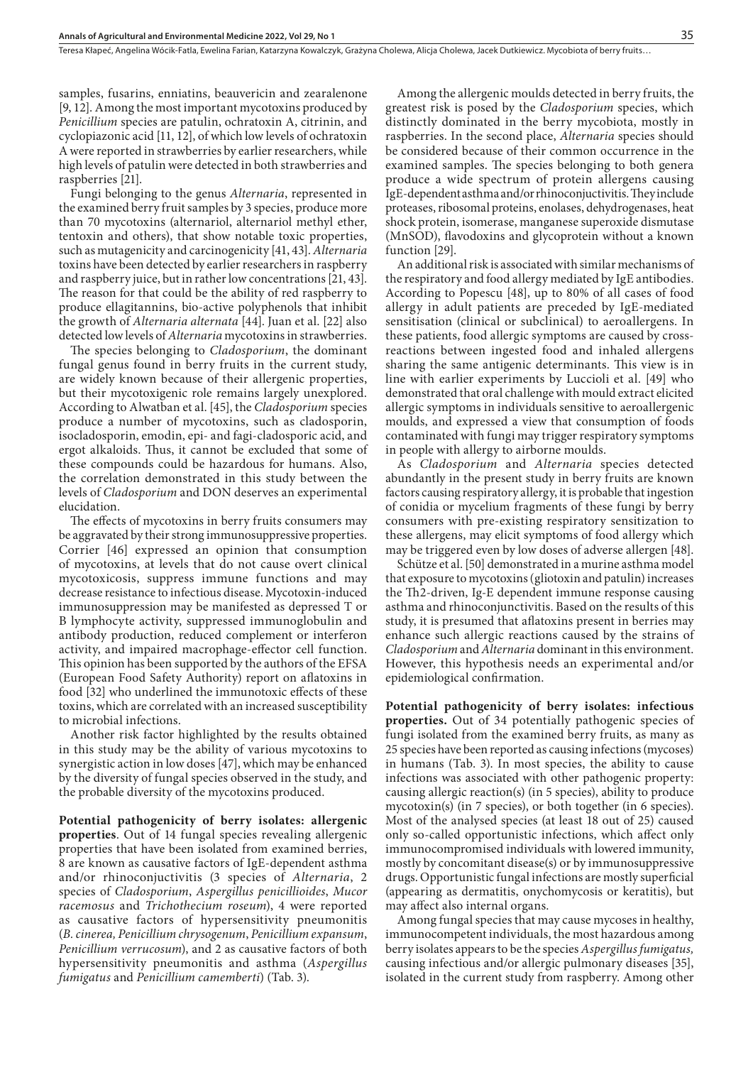samples, fusarins, enniatins, beauvericin and zearalenone [9, 12]. Among the most important mycotoxins produced by *Penicillium* species are patulin, ochratoxin A, citrinin, and cyclopiazonic acid [11, 12], of which low levels of ochratoxin A were reported in strawberries by earlier researchers, while high levels of patulin were detected in both strawberries and raspberries [21].

Fungi belonging to the genus *Alternaria*, represented in the examined berry fruit samples by 3 species, produce more than 70 mycotoxins (alternariol, alternariol methyl ether, tentoxin and others), that show notable toxic properties, such as mutagenicity and carcinogenicity [41, 43]. *Alternaria* toxins have been detected by earlier researchers in raspberry and raspberry juice, but in rather low concentrations [21, 43]. The reason for that could be the ability of red raspberry to produce ellagitannins, bio-active polyphenols that inhibit the growth of *Alternaria alternata* [44]. Juan et al. [22] also detected low levels of *Alternaria* mycotoxins in strawberries.

The species belonging to *Cladosporium*, the dominant fungal genus found in berry fruits in the current study, are widely known because of their allergenic properties, but their mycotoxigenic role remains largely unexplored. According to Alwatban et al. [45], the *Cladosporium* species produce a number of mycotoxins, such as cladosporin, isocladosporin, emodin, epi- and fagi-cladosporic acid, and ergot alkaloids. Thus, it cannot be excluded that some of these compounds could be hazardous for humans. Also, the correlation demonstrated in this study between the levels of *Cladosporium* and DON deserves an experimental elucidation.

The effects of mycotoxins in berry fruits consumers may be aggravated by their strong immunosuppressive properties. Corrier [46] expressed an opinion that consumption of mycotoxins, at levels that do not cause overt clinical mycotoxicosis, suppress immune functions and may decrease resistance to infectious disease. Mycotoxin-induced immunosuppression may be manifested as depressed T or B lymphocyte activity, suppressed immunoglobulin and antibody production, reduced complement or interferon activity, and impaired macrophage-effector cell function. This opinion has been supported by the authors of the EFSA (European Food Safety Authority) report on aflatoxins in food [32] who underlined the immunotoxic effects of these toxins, which are correlated with an increased susceptibility to microbial infections.

Another risk factor highlighted by the results obtained in this study may be the ability of various mycotoxins to synergistic action in low doses [47], which may be enhanced by the diversity of fungal species observed in the study, and the probable diversity of the mycotoxins produced.

**Potential pathogenicity of berry isolates: allergenic properties**. Out of 14 fungal species revealing allergenic properties that have been isolated from examined berries, 8 are known as causative factors of IgE-dependent asthma and/or rhinoconjuctivitis (3 species of *Alternaria*, 2 species of *Cladosporium*, *Aspergillus penicillioides*, *Mucor racemosus* and *Trichothecium roseum*), 4 were reported as causative factors of hypersensitivity pneumonitis (*B. cinerea, Penicillium chrysogenum*, *Penicillium expansum*, *Penicillium verrucosum*), and 2 as causative factors of both hypersensitivity pneumonitis and asthma (*Aspergillus fumigatus* and *Penicillium camemberti*) (Tab. 3).

Among the allergenic moulds detected in berry fruits, the greatest risk is posed by the *Cladosporium* species, which distinctly dominated in the berry mycobiota, mostly in raspberries. In the second place, *Alternaria* species should be considered because of their common occurrence in the examined samples. The species belonging to both genera produce a wide spectrum of protein allergens causing IgE-dependent asthma and/or rhinoconjuctivitis. They include proteases, ribosomal proteins, enolases, dehydrogenases, heat shock protein, isomerase, manganese superoxide dismutase (MnSOD), flavodoxins and glycoprotein without a known function [29].

An additional risk is associated with similar mechanisms of the respiratory and food allergy mediated by IgE antibodies. According to Popescu [48], up to 80% of all cases of food allergy in adult patients are preceded by IgE-mediated sensitisation (clinical or subclinical) to aeroallergens. In these patients, food allergic symptoms are caused by cross-reactions between ingested food and inhaled allergens sharing the same antigenic determinants. This view is in line with earlier experiments by Luccioli et al. [49] who demonstrated that oral challenge with mould extract elicited allergic symptoms in individuals sensitive to aeroallergenic moulds, and expressed a view that consumption of foods contaminated with fungi may trigger respiratory symptoms in people with allergy to airborne moulds.

As *Cladosporium* and *Alternaria* species detected abundantly in the present study in berry fruits are known factors causing respiratory allergy, it is probable that ingestion of conidia or mycelium fragments of these fungi by berry consumers with pre-existing respiratory sensitization to these allergens, may elicit symptoms of food allergy which may be triggered even by low doses of adverse allergen [48].

Schütze et al. [50] demonstrated in a murine asthma model that exposure to mycotoxins (gliotoxin and patulin) increases the Th2-driven, Ig-E dependent immune response causing asthma and rhinoconjunctivitis. Based on the results of this study, it is presumed that aflatoxins present in berries may enhance such allergic reactions caused by the strains of *Cladosporium* and *Alternaria* dominant in this environment. However, this hypothesis needs an experimental and/or epidemiological confirmation.

**Potential pathogenicity of berry isolates: infectious properties.** Out of 34 potentially pathogenic species of fungi isolated from the examined berry fruits, as many as 25 species have been reported as causing infections (mycoses) in humans (Tab. 3). In most species, the ability to cause infections was associated with other pathogenic property: causing allergic reaction(s) (in 5 species), ability to produce mycotoxin(s) (in 7 species), or both together (in 6 species). Most of the analysed species (at least 18 out of 25) caused only so-called opportunistic infections, which affect only immunocompromised individuals with lowered immunity, mostly by concomitant disease(s) or by immunosuppressive drugs. Opportunistic fungal infections are mostly superficial (appearing as dermatitis, onychomycosis or keratitis), but may affect also internal organs.

Among fungal species that may cause mycoses in healthy, immunocompetent individuals, the most hazardous among berry isolates appears to be the species *Aspergillus fumigatus,* causing infectious and/or allergic pulmonary diseases [35], isolated in the current study from raspberry. Among other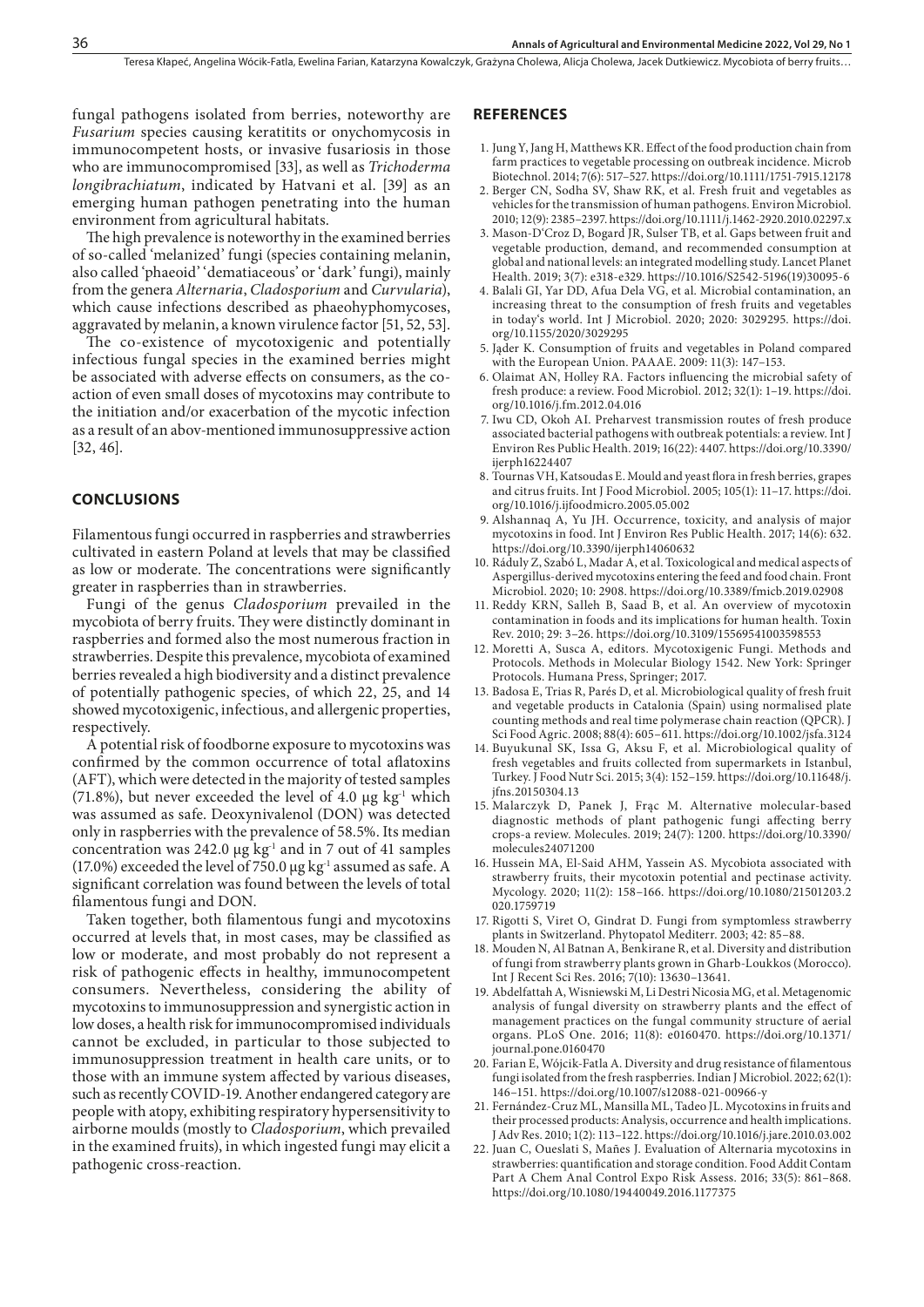fungal pathogens isolated from berries, noteworthy are *Fusarium* species causing keratitits or onychomycosis in immunocompetent hosts, or invasive fusariosis in those who are immunocompromised [33], as well as *Trichoderma longibrachiatum*, indicated by Hatvani et al. [39] as an emerging human pathogen penetrating into the human environment from agricultural habitats.

The high prevalence is noteworthy in the examined berries of so-called 'melanized' fungi (species containing melanin, also called 'phaeoid' 'dematiaceous' or 'dark' fungi), mainly from the genera *Alternaria*, *Cladosporium* and *Curvularia*), which cause infections described as phaeohyphomycoses, aggravated by melanin, a known virulence factor [51, 52, 53].

The co-existence of mycotoxigenic and potentially infectious fungal species in the examined berries might be associated with adverse effects on consumers, as the co-action of even small doses of mycotoxins may contribute to the initiation and/or exacerbation of the mycotic infection as a result of an abov-mentioned immunosuppressive action [32, 46].

## CONCLUSIONS

Filamentous fungi occurred in raspberries and strawberries cultivated in eastern Poland at levels that may be classified as low or moderate. The concentrations were significantly greater in raspberries than in strawberries.

Fungi of the genus *Cladosporium* prevailed in the mycobiota of berry fruits. They were distinctly dominant in raspberries and formed also the most numerous fraction in strawberries. Despite this prevalence, mycobiota of examined berries revealed a high biodiversity and a distinct prevalence of potentially pathogenic species, of which 22, 25, and 14 showed mycotoxigenic, infectious, and allergenic properties, respectively.

A potential risk of foodborne exposure to mycotoxins was confirmed by the common occurrence of total aflatoxins (AFT), which were detected in the majority of tested samples (71.8%), but never exceeded the level of 4.0 μg kg$^{-1}$ which was assumed as safe. Deoxynivalenol (DON) was detected only in raspberries with the prevalence of 58.5%. Its median concentration was 242.0 μg kg$^{-1}$ and in 7 out of 41 samples (17.0%) exceeded the level of 750.0 μg kg$^{-1}$ assumed as safe. A significant correlation was found between the levels of total filamentous fungi and DON.

Taken together, both filamentous fungi and mycotoxins occurred at levels that, in most cases, may be classified as low or moderate, and most probably do not represent a risk of pathogenic effects in healthy, immunocompetent consumers. Nevertheless, considering the ability of mycotoxins to immunosuppression and synergistic action in low doses, a health risk for immunocompromised individuals cannot be excluded, in particular to those subjected to immunosuppression treatment in health care units, or to those with an immune system affected by various diseases, such as recently COVID-19. Another endangered category are people with atopy, exhibiting respiratory hypersensitivity to airborne moulds (mostly to *Cladosporium*, which prevailed in the examined fruits), in which ingested fungi may elicit a pathogenic cross-reaction.

## REFERENCES

1. Jung Y, Jang H, Matthews KR. Effect of the food production chain from farm practices to vegetable processing on outbreak incidence. Microb Biotechnol. 2014; 7(6): 517–527. https://doi.org/10.1111/1751-7915.12178
2. Berger CN, Sodha SV, Shaw RK, et al. Fresh fruit and vegetables as vehicles for the transmission of human pathogens. Environ Microbiol. 2010; 12(9): 2385–2397. https://doi.org/10.1111/j.1462-2920.2010.02297.x
3. Mason-D'Croz D, Bogard JR, Sulser TB, et al. Gaps between fruit and vegetable production, demand, and recommended consumption at global and national levels: an integrated modelling study. Lancet Planet Health. 2019; 3(7): e318-e329. https://doi.org/10.1016/S2542-5196(19)30095-6
4. Balali GI, Yar DD, Afua Dela VG, et al. Microbial contamination, an increasing threat to the consumption of fresh fruits and vegetables in today's world. Int J Microbiol. 2020; 2020: 3029295. https://doi.org/10.1155/2020/3029295
5. Jąder K. Consumption of fruits and vegetables in Poland compared with the European Union. PAAAE. 2009: 11(3): 147–153.
6. Olaimat AN, Holley RA. Factors influencing the microbial safety of fresh produce: a review. Food Microbiol. 2012; 32(1): 1–19. https://doi.org/10.1016/j.fm.2012.04.016
7. Iwu CD, Okoh AI. Preharvest transmission routes of fresh produce associated bacterial pathogens with outbreak potentials: a review. Int J Environ Res Public Health. 2019; 16(22): 4407. https://doi.org/10.3390/ijerph16224407
8. Tournas VH, Katsoudas E. Mould and yeast flora in fresh berries, grapes and citrus fruits. Int J Food Microbiol. 2005; 105(1): 11–17. https://doi.org/10.1016/j.ijfoodmicro.2005.05.002
9. Alshannaq A, Yu JH. Occurrence, toxicity, and analysis of major mycotoxins in food. Int J Environ Res Public Health. 2017; 14(6): 632. https://doi.org/10.3390/ijerph14060632
10. Ráduly Z, Szabó L, Madar A, et al. Toxicological and medical aspects of Aspergillus-derived mycotoxins entering the feed and food chain. Front Microbiol. 2020; 10: 2908. https://doi.org/10.3389/fmicb.2019.02908
11. Reddy KRN, Salleh B, Saad B, et al. An overview of mycotoxin contamination in foods and its implications for human health. Toxin Rev. 2010; 29: 3–26. https://doi.org/10.3109/15569541003598553
12. Moretti A, Susca A, editors. Mycotoxigenic Fungi. Methods and Protocols. Methods in Molecular Biology 1542. New York: Springer Protocols. Humana Press, Springer; 2017.
13. Badosa E, Trias R, Parés D, et al. Microbiological quality of fresh fruit and vegetable products in Catalonia (Spain) using normalised plate counting methods and real time polymerase chain reaction (QPCR). J Sci Food Agric. 2008; 88(4): 605–611. https://doi.org/10.1002/jsfa.3124
14. Buyukunal SK, Issa G, Aksu F, et al. Microbiological quality of fresh vegetables and fruits collected from supermarkets in Istanbul, Turkey. J Food Nutr Sci. 2015; 3(4): 152–159. https://doi.org/10.11648/j.jfns.20150304.13
15. Malarczyk D, Panek J, Frąc M. Alternative molecular-based diagnostic methods of plant pathogenic fungi affecting berry crops-a review. Molecules. 2019; 24(7): 1200. https://doi.org/10.3390/molecules24071200
16. Hussein MA, El-Said AHM, Yassein AS. Mycobiota associated with strawberry fruits, their mycotoxin potential and pectinase activity. Mycology. 2020; 11(2): 158–166. https://doi.org/10.1080/21501203.2020.1759719
17. Rigotti S, Viret O, Gindrat D. Fungi from symptomless strawberry plants in Switzerland. Phytopatol Mediterr. 2003; 42: 85–88.
18. Mouden N, Al Batnan A, Benkirane R, et al. Diversity and distribution of fungi from strawberry plants grown in Gharb-Loukkos (Morocco). Int J Recent Sci Res. 2016; 7(10): 13630–13641.
19. Abdelfattah A, Wisniewski M, Li Destri Nicosia MG, et al. Metagenomic analysis of fungal diversity on strawberry plants and the effect of management practices on the fungal community structure of aerial organs. PLoS One. 2016; 11(8): e0160470. https://doi.org/10.1371/journal.pone.0160470
20. Farian E, Wójcik-Fatla A. Diversity and drug resistance of filamentous fungi isolated from the fresh raspberries. Indian J Microbiol. 2022; 62(1): 146–151. https://doi.org/10.1007/s12088-021-00966-y
21. Fernández-Cruz ML, Mansilla ML, Tadeo JL. Mycotoxins in fruits and their processed products: Analysis, occurrence and health implications. J Adv Res. 2010; 1(2): 113–122. https://doi.org/10.1016/j.jare.2010.03.002
22. Juan C, Oueslati S, Mañes J. Evaluation of Alternaria mycotoxins in strawberries: quantification and storage condition. Food Addit Contam Part A Chem Anal Control Expo Risk Assess. 2016; 33(5): 861–868. https://doi.org/10.1080/19440049.2016.1177375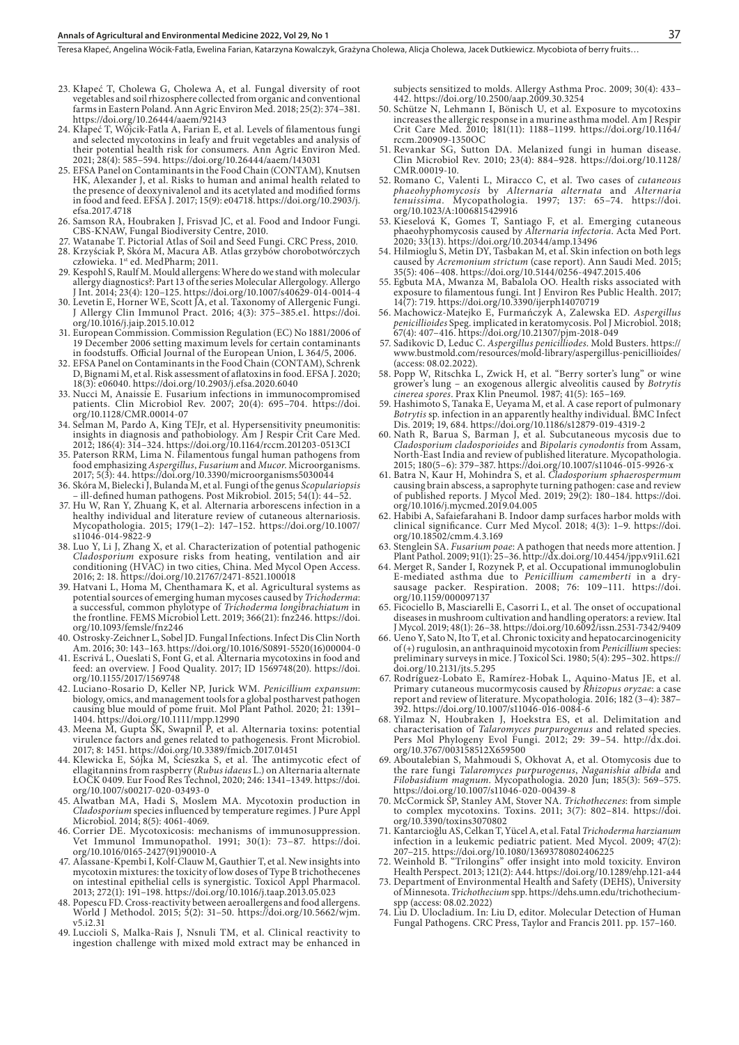23. Kłapeć T, Cholewa G, Cholewa A, et al. Fungal diversity of root vegetables and soil rhizosphere collected from organic and conventional farms in Eastern Poland. Ann Agric Environ Med. 2018; 25(2): 374–381. https://doi.org/10.26444/aaem/92143
24. Kłapeć T, Wójcik-Fatla A, Farian E, et al. Levels of filamentous fungi and selected mycotoxins in leafy and fruit vegetables and analysis of their potential health risk for consumers. Ann Agric Environ Med. 2021; 28(4): 585–594. https://doi.org/10.26444/aaem/143031
25. EFSA Panel on Contaminants in the Food Chain (CONTAM), Knutsen HK, Alexander J, et al. Risks to human and animal health related to the presence of deoxynivalenol and its acetylated and modified forms in food and feed. EFSA J. 2017; 15(9): e04718. https://doi.org/10.2903/j.efsa.2017.4718
26. Samson RA, Houbraken J, Frisvad JC, et al. Food and Indoor Fungi. CBS-KNAW, Fungal Biodiversity Centre, 2010.
27. Watanabe T. Pictorial Atlas of Soil and Seed Fungi. CRC Press, 2010.
28. Krzyściak P, Skóra M, Macura AB. Atlas grzybów chorobotwórczych człowieka. 1st ed. MedPharm; 2011.
29. Kespohl S, Raulf M. Mould allergens: Where do we stand with molecular allergy diagnostics?: Part 13 of the series Molecular Allergology. Allergo J Int. 2014; 23(4): 120–125. https://doi.org/10.1007/s40629-014-0014-4
30. Levetin E, Horner WE, Scott JA, et al. Taxonomy of Allergenic Fungi. J Allergy Clin Immunol Pract. 2016; 4(3): 375–385.e1. https://doi.org/10.1016/j.jaip.2015.10.012
31. European Commission. Commission Regulation (EC) No 1881/2006 of 19 December 2006 setting maximum levels for certain contaminants in foodstuffs. Official Journal of the European Union, L 364/5, 2006.
32. EFSA Panel on Contaminants in the Food Chain (CONTAM), Schrenk D, Bignami M, et al. Risk assessment of aflatoxins in food. EFSA J. 2020; 18(3): e06040. https://doi.org/10.2903/j.efsa.2020.6040
33. Nucci M, Anaissie E. Fusarium infections in immunocompromised patients. Clin Microbiol Rev. 2007; 20(4): 695–704. https://doi.org/10.1128/CMR.00014-07
34. Selman M, Pardo A, King TEJr, et al. Hypersensitivity pneumonitis: insights in diagnosis and pathobiology. Am J Respir Crit Care Med. 2012; 186(4): 314–324. https://doi.org/10.1164/rccm.201203-0513CI
35. Paterson RRM, Lima N. Filamentous fungal human pathogens from food emphasizing *Aspergillus*, *Fusarium* and *Mucor*. Microorganisms. 2017; 5(3): 44. https://doi.org/10.3390/microorganisms5030044
36. Skóra M, Bielecki J, Bulanda M, et al. Fungi of the genus *Scopulariopsis* – ill-defined human pathogens. Post Mikrobiol. 2015; 54(1): 44–52.
37. Hu W, Ran Y, Zhuang K, et al. Alternaria arborescens infection in a healthy individual and literature review of cutaneous alternariosis. Mycopathologia. 2015; 179(1–2): 147–152. https://doi.org/10.1007/s11046-014-9822-9
38. Luo Y, Li J, Zhang X, et al. Characterization of potential pathogenic *Cladosporium* exposure risks from heating, ventilation and air conditioning (HVAC) in two cities, China. Med Mycol Open Access. 2016; 2: 18. https://doi.org/10.21767/2471-8521.100018
39. Hatvani L, Homa M, Chenthamara K, et al. Agricultural systems as potential sources of emerging human mycoses caused by *Trichoderma*: a successful, common phylotype of *Trichoderma longibrachiatum* in the frontline. FEMS Microbiol Lett. 2019; 366(21): fnz246. https://doi.org/10.1093/femsle/fnz246
40. Ostrosky-Zeichner L, Sobel JD. Fungal Infections. Infect Dis Clin North Am. 2016; 30: 143–163. https://doi.org/10.1016/S0891-5520(16)00004-0
41. Escrivá L, Oueslati S, Font G, et al. Alternaria mycotoxins in food and feed: an overview. J Food Quality. 2017; ID 1569748(20). https://doi.org/10.1155/2017/1569748
42. Luciano-Rosario D, Keller NP, Jurick WM. *Penicillium expansum*: biology, omics, and management tools for a global postharvest pathogen causing blue mould of pome fruit. Mol Plant Pathol. 2020; 21: 1391–1404. https://doi.org/10.1111/mpp.12990
43. Meena M, Gupta SK, Swapnil P, et al. Alternaria toxins: potential virulence factors and genes related to pathogenesis. Front Microbiol. 2017; 8: 1451. https://doi.org/10.3389/fmicb.2017.01451
44. Klewicka E, Sójka M, Ścieszka S, et al. The antimycotic efect of ellagitannins from raspberry (*Rubus idaeus* L.) on Alternaria alternate ŁOCK 0409. Eur Food Res Technol, 2020; 246: 1341–1349. https://doi.org/10.1007/s00217-020-03493-0
45. Alwatban MA, Hadi S, Moslem MA. Mycotoxin production in *Cladosporium* species influenced by temperature regimes. J Pure Appl Microbiol. 2014; 8(5): 4061-4069.
46. Corrier DE. Mycotoxicosis: mechanisms of immunosuppression. Vet Immunol Immunopathol. 1991; 30(1): 73–87. https://doi.org/10.1016/0165-2427(91)90010-A
47. Alassane-Kpembi I, Kolf-Clauw M, Gauthier T, et al. New insights into mycotoxin mixtures: the toxicity of low doses of Type B trichothecenes on intestinal epithelial cells is synergistic. Toxicol Appl Pharmacol. 2013; 272(1): 191–198. https://doi.org/10.1016/j.taap.2013.05.023
48. Popescu FD. Cross-reactivity between aeroallergens and food allergens. World J Methodol. 2015; 5(2): 31–50. https://doi.org/10.5662/wjm.v5.i2.31
49. Luccioli S, Malka-Rais J, Nsnuli TM, et al. Clinical reactivity to ingestion challenge with mixed mold extract may be enhanced in subjects sensitized to molds. Allergy Asthma Proc. 2009; 30(4): 433–442. https://doi.org/10.2500/aap.2009.30.3254
50. Schütze N, Lehmann I, Bönisch U, et al. Exposure to mycotoxins increases the allergic response in a murine asthma model. Am J Respir Crit Care Med. 2010; 181(11): 1188–1199. https://doi.org/10.1164/rccm.200909-1350OC
51. Revankar SG, Sutton DA. Melanized fungi in human disease. Clin Microbiol Rev. 2010; 23(4): 884–928. https://doi.org/10.1128/CMR.00019-10.
52. Romano C, Valenti L, Miracco C, et al. Two cases of *cutaneous phaeohyphomycosis* by *Alternaria alternata* and *Alternaria tenuissima*. Mycopathologia. 1997; 137: 65–74. https://doi.org/10.1023/A:1006815429916
53. Kieselová K, Gomes T, Santiago F, et al. Emerging cutaneous phaeohyphomycosis caused by *Alternaria infectoria*. Acta Med Port. 2020; 33(13). https://doi.org/10.20344/amp.13496
54. Hilmioglu S, Metin DY, Tasbakan M, et al. Skin infection on both legs caused by *Acremonium strictum* (case report). Ann Saudi Med. 2015; 35(5): 406–408. https://doi.org/10.5144/0256-4947.2015.406
55. Egbuta MA, Mwanza M, Babalola OO. Health risks associated with exposure to filamentous fungi. Int J Environ Res Public Health. 2017; 14(7): 719. https://doi.org/10.3390/ijerph14070719
56. Machowicz-Matejko E, Furmańczyk A, Zalewska ED. *Aspergillus penicillioides* Speg. implicated in keratomycosis. Pol J Microbiol. 2018; 67(4): 407–416. https://doi.org/10.21307/pjm-2018-049
57. Sadikovic D, Leduc C. *Aspergillus penicilliodes*. Mold Busters. https://www.bustmold.com/resources/mold-library/aspergillus-penicillioides/ (access: 08.02.2022).
58. Popp W, Ritschka L, Zwick H, et al. "Berry sorter's lung" or wine grower's lung – an exogenous allergic alveolitis caused by *Botrytis cinerea spores*. Prax Klin Pneumol. 1987; 41(5): 165–169.
59. Hashimoto S, Tanaka E, Ueyama M, et al. A case report of pulmonary *Botrytis* sp. infection in an apparently healthy individual. BMC Infect Dis. 2019; 19, 684. https://doi.org/10.1186/s12879-019-4319-2
60. Nath R, Barua S, Barman J, et al. Subcutaneous mycosis due to *Cladosporium cladosporioides* and *Bipolaris cynodontis* from Assam, North-East India and review of published literature. Mycopathologia. 2015; 180(5–6): 379–387. https://doi.org/10.1007/s11046-015-9926-x
61. Batra N, Kaur H, Mohindra S, et al. *Cladosporium sphaerospermum* causing brain abscess, a saprophyte turning pathogen: case and review of published reports. J Mycol Med. 2019; 29(2): 180–184. https://doi.org/10.1016/j.mycmed.2019.04.005
62. Habibi A, Safaiefarahani B. Indoor damp surfaces harbor molds with clinical significance. Curr Med Mycol. 2018; 4(3): 1–9. https://doi.org/10.18502/cmm.4.3.169
63. Stenglein SA. *Fusarium poae*: A pathogen that needs more attention. J Plant Pathol. 2009; 91(1): 25–36. http://dx.doi.org/10.4454/jpp.v91i1.621
64. Merget R, Sander I, Rozynek P, et al. Occupational immunoglobulin E-mediated asthma due to *Penicillium camemberti* in a dry-sausage packer. Respiration. 2008; 76: 109–111. https://doi.org/10.1159/000097137
65. Ficociello B, Masciarelli E, Casorri L, et al. The onset of occupational diseases in mushroom cultivation and handling operators: a review. Ital J Mycol. 2019; 48(1): 26–38. https://doi.org/10.6092/issn.2531-7342/9409
66. Ueno Y, Sato N, Ito T, et al. Chronic toxicity and hepatocarcinogenicity of (+) rugulosin, an anthraquinoid mycotoxin from *Penicillium* species: preliminary surveys in mice. J Toxicol Sci. 1980; 5(4): 295–302. https://doi.org/10.2131/jts.5.295
67. Rodríguez-Lobato E, Ramírez-Hobak L, Aquino-Matus JE, et al. Primary cutaneous mucormycosis caused by *Rhizopus oryzae*: a case report and review of literature. Mycopathologia. 2016; 182 (3–4): 387–392. https://doi.org/10.1007/s11046-016-0084-6
68. Yilmaz N, Houbraken J, Hoekstra ES, et al. Delimitation and characterisation of *Talaromyces purpurogenus* and related species. Pers Mol Phylogeny Evol Fungi. 2012; 29: 39–54. http://dx.doi.org/10.3767/003158512X659500
69. Aboutalebian S, Mahmoudi S, Okhovat A, et al. Otomycosis due to the rare fungi *Talaromyces purpurogenus*, *Naganishia albida* and *Filobasidium magnum*. Mycopathologia. 2020 Jun; 185(3): 569–575. https://doi.org/10.1007/s11046-020-00439-8
70. McCormick SP, Stanley AM, Stover NA. *Trichothecenes*: from simple to complex mycotoxins. Toxins. 2011; 3(7): 802–814. https://doi.org/10.3390/toxins3070802
71. Kantarcioğlu AS, Celkan T, Yücel A, et al. Fatal *Trichoderma harzianum* infection in a leukemic pediatric patient. Med Mycol. 2009; 47(2): 207–215. https://doi.org/10.1080/13693780802406225
72. Weinhold B. "Trilongins" offer insight into mold toxicity. Environ Health Perspect. 2013; 121(2): A44. https://doi.org/10.1289/ehp.121-a44
73. Department of Environmental Health and Safety (DEHS), University of Minnesota. *Trichothecium* spp. https://dehs.umn.edu/trichothecium-spp (access: 08.02.2022)
74. Liu D. Ulocladium. In: Liu D, editor. Molecular Detection of Human Fungal Pathogens. CRC Press, Taylor and Francis 2011. pp. 157–160.